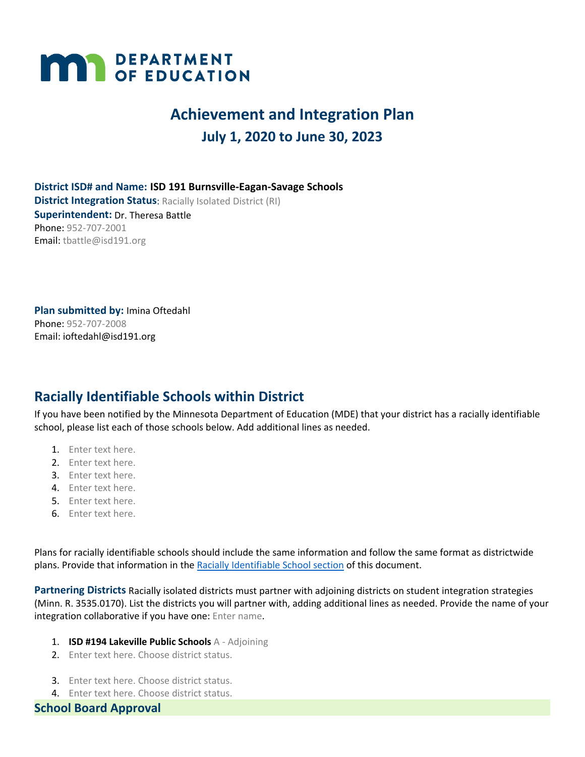DEPARTMENT OF EDUCATION

# Achievement and Integration Plan

## July 1, 2020 to June 30, 2023

**District ISD# and Name:** **ISD 191 Burnsville-Eagan-Savage Schools**
**District Integration Status**: Racially Isolated District (RI)
**Superintendent:** Dr. Theresa Battle
Phone: 952-707-2001
Email: tbattle@isd191.org

**Plan submitted by:** Imina Oftedahl
Phone: 952-707-2008
Email: ioftedahl@isd191.org

## Racially Identifiable Schools within District

If you have been notified by the Minnesota Department of Education (MDE) that your district has a racially identifiable school, please list each of those schools below. Add additional lines as needed.

1. Enter text here.
2. Enter text here.
3. Enter text here.
4. Enter text here.
5. Enter text here.
6. Enter text here.

Plans for racially identifiable schools should include the same information and follow the same format as districtwide plans. Provide that information in the Racially Identifiable School section of this document.

**Partnering Districts** Racially isolated districts must partner with adjoining districts on student integration strategies (Minn. R. 3535.0170). List the districts you will partner with, adding additional lines as needed. Provide the name of your integration collaborative if you have one: Enter name.

1. **ISD #194 Lakeville Public Schools** A - Adjoining
2. Enter text here. Choose district status.
3. Enter text here. Choose district status.
4. Enter text here. Choose district status.

## School Board Approval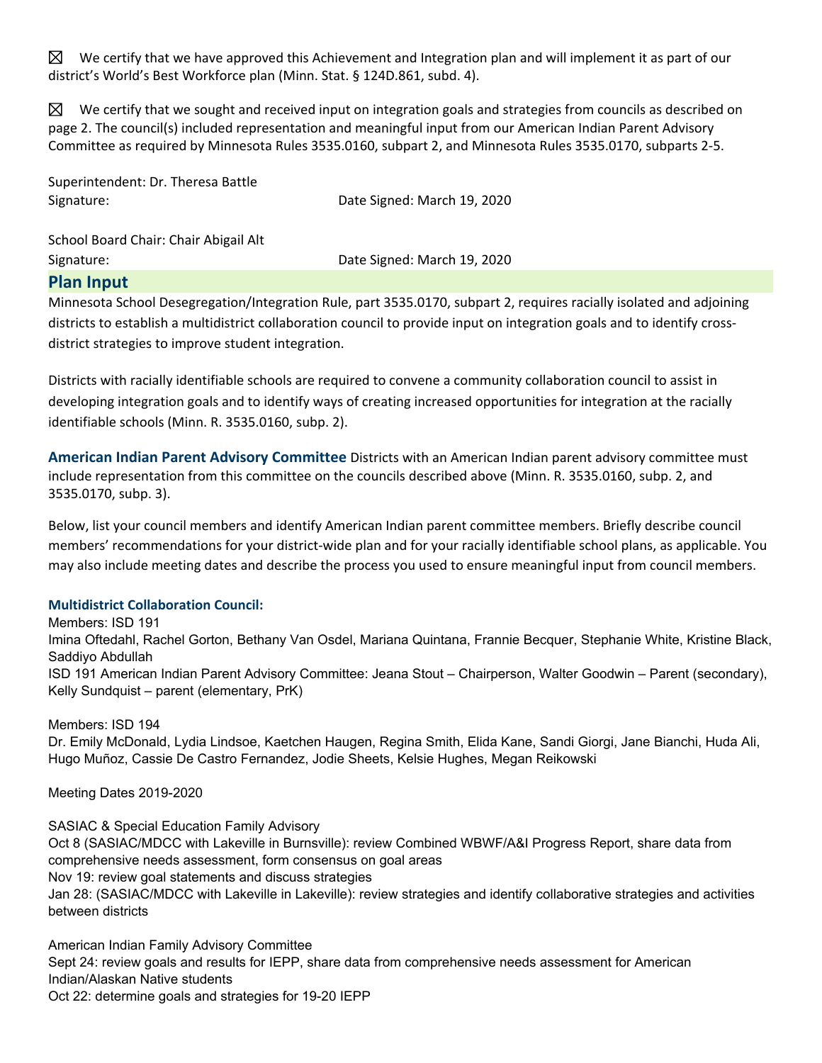☒ We certify that we have approved this Achievement and Integration plan and will implement it as part of our district's World's Best Workforce plan (Minn. Stat. § 124D.861, subd. 4).

☒ We certify that we sought and received input on integration goals and strategies from councils as described on page 2. The council(s) included representation and meaningful input from our American Indian Parent Advisory Committee as required by Minnesota Rules 3535.0160, subpart 2, and Minnesota Rules 3535.0170, subparts 2-5.

Superintendent: Dr. Theresa Battle
Signature: Date Signed: March 19, 2020

School Board Chair: Chair Abigail Alt
Signature: Date Signed: March 19, 2020

## Plan Input

Minnesota School Desegregation/Integration Rule, part 3535.0170, subpart 2, requires racially isolated and adjoining districts to establish a multidistrict collaboration council to provide input on integration goals and to identify cross-district strategies to improve student integration.

Districts with racially identifiable schools are required to convene a community collaboration council to assist in developing integration goals and to identify ways of creating increased opportunities for integration at the racially identifiable schools (Minn. R. 3535.0160, subp. 2).

**American Indian Parent Advisory Committee** Districts with an American Indian parent advisory committee must include representation from this committee on the councils described above (Minn. R. 3535.0160, subp. 2, and 3535.0170, subp. 3).

Below, list your council members and identify American Indian parent committee members. Briefly describe council members' recommendations for your district-wide plan and for your racially identifiable school plans, as applicable. You may also include meeting dates and describe the process you used to ensure meaningful input from council members.

### Multidistrict Collaboration Council:

Members: ISD 191
Imina Oftedahl, Rachel Gorton, Bethany Van Osdel, Mariana Quintana, Frannie Becquer, Stephanie White, Kristine Black, Saddiyo Abdullah
ISD 191 American Indian Parent Advisory Committee: Jeana Stout – Chairperson, Walter Goodwin – Parent (secondary), Kelly Sundquist – parent (elementary, PrK)

Members: ISD 194
Dr. Emily McDonald, Lydia Lindsoe, Kaetchen Haugen, Regina Smith, Elida Kane, Sandi Giorgi, Jane Bianchi, Huda Ali, Hugo Muñoz, Cassie De Castro Fernandez, Jodie Sheets, Kelsie Hughes, Megan Reikowski

Meeting Dates 2019-2020

SASIAC & Special Education Family Advisory
Oct 8 (SASIAC/MDCC with Lakeville in Burnsville): review Combined WBWF/A&I Progress Report, share data from comprehensive needs assessment, form consensus on goal areas
Nov 19: review goal statements and discuss strategies
Jan 28: (SASIAC/MDCC with Lakeville in Lakeville): review strategies and identify collaborative strategies and activities between districts

American Indian Family Advisory Committee
Sept 24: review goals and results for IEPP, share data from comprehensive needs assessment for American Indian/Alaskan Native students
Oct 22: determine goals and strategies for 19-20 IEPP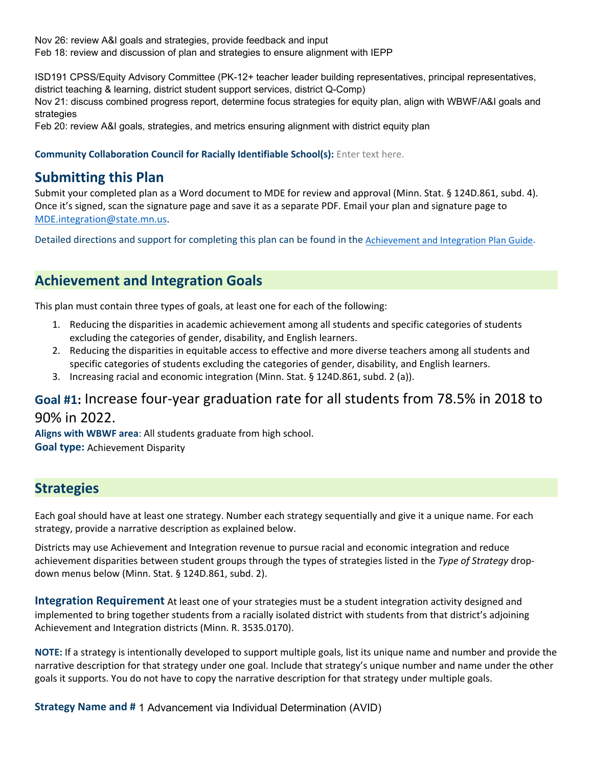Nov 26: review A&I goals and strategies, provide feedback and input
Feb 18: review and discussion of plan and strategies to ensure alignment with IEPP

ISD191 CPSS/Equity Advisory Committee (PK-12+ teacher leader building representatives, principal representatives, district teaching & learning, district student support services, district Q-Comp)
Nov 21: discuss combined progress report, determine focus strategies for equity plan, align with WBWF/A&I goals and strategies
Feb 20: review A&I goals, strategies, and metrics ensuring alignment with district equity plan

**Community Collaboration Council for Racially Identifiable School(s):** Enter text here.

## Submitting this Plan

Submit your completed plan as a Word document to MDE for review and approval (Minn. Stat. § 124D.861, subd. 4). Once it's signed, scan the signature page and save it as a separate PDF. Email your plan and signature page to MDE.integration@state.mn.us.

Detailed directions and support for completing this plan can be found in the Achievement and Integration Plan Guide.

## Achievement and Integration Goals

This plan must contain three types of goals, at least one for each of the following:

1. Reducing the disparities in academic achievement among all students and specific categories of students excluding the categories of gender, disability, and English learners.
2. Reducing the disparities in equitable access to effective and more diverse teachers among all students and specific categories of students excluding the categories of gender, disability, and English learners.
3. Increasing racial and economic integration (Minn. Stat. § 124D.861, subd. 2 (a)).

### Goal #1: Increase four-year graduation rate for all students from 78.5% in 2018 to 90% in 2022.

**Aligns with WBWF area**: All students graduate from high school.
**Goal type:** Achievement Disparity

## Strategies

Each goal should have at least one strategy. Number each strategy sequentially and give it a unique name. For each strategy, provide a narrative description as explained below.

Districts may use Achievement and Integration revenue to pursue racial and economic integration and reduce achievement disparities between student groups through the types of strategies listed in the *Type of Strategy* drop-down menus below (Minn. Stat. § 124D.861, subd. 2).

**Integration Requirement** At least one of your strategies must be a student integration activity designed and implemented to bring together students from a racially isolated district with students from that district's adjoining Achievement and Integration districts (Minn. R. 3535.0170).

**NOTE:** If a strategy is intentionally developed to support multiple goals, list its unique name and number and provide the narrative description for that strategy under one goal. Include that strategy's unique number and name under the other goals it supports. You do not have to copy the narrative description for that strategy under multiple goals.

**Strategy Name and #** 1 Advancement via Individual Determination (AVID)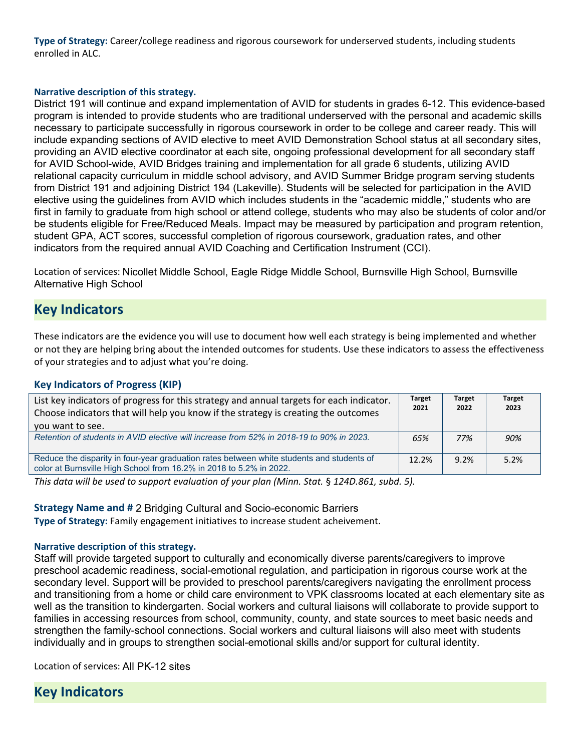**Type of Strategy:** Career/college readiness and rigorous coursework for underserved students, including students enrolled in ALC.

**Narrative description of this strategy.**

District 191 will continue and expand implementation of AVID for students in grades 6-12. This evidence-based program is intended to provide students who are traditional underserved with the personal and academic skills necessary to participate successfully in rigorous coursework in order to be college and career ready. This will include expanding sections of AVID elective to meet AVID Demonstration School status at all secondary sites, providing an AVID elective coordinator at each site, ongoing professional development for all secondary staff for AVID School-wide, AVID Bridges training and implementation for all grade 6 students, utilizing AVID relational capacity curriculum in middle school advisory, and AVID Summer Bridge program serving students from District 191 and adjoining District 194 (Lakeville). Students will be selected for participation in the AVID elective using the guidelines from AVID which includes students in the "academic middle," students who are first in family to graduate from high school or attend college, students who may also be students of color and/or be students eligible for Free/Reduced Meals. Impact may be measured by participation and program retention, student GPA, ACT scores, successful completion of rigorous coursework, graduation rates, and other indicators from the required annual AVID Coaching and Certification Instrument (CCI).

Location of services: Nicollet Middle School, Eagle Ridge Middle School, Burnsville High School, Burnsville Alternative High School

## Key Indicators

These indicators are the evidence you will use to document how well each strategy is being implemented and whether or not they are helping bring about the intended outcomes for students. Use these indicators to assess the effectiveness of your strategies and to adjust what you're doing.

### Key Indicators of Progress (KIP)

| List key indicators of progress for this strategy and annual targets for each indicator. Choose indicators that will help you know if the strategy is creating the outcomes you want to see. | Target 2021 | Target 2022 | Target 2023 |
|---|---|---|---|
| *Retention of students in AVID elective will increase from 52% in 2018-19 to 90% in 2023.* | *65%* | *77%* | *90%* |
| Reduce the disparity in four-year graduation rates between white students and students of color at Burnsville High School from 16.2% in 2018 to 5.2% in 2022. | 12.2% | 9.2% | 5.2% |

*This data will be used to support evaluation of your plan (Minn. Stat. § 124D.861, subd. 5).*

**Strategy Name and #** 2 Bridging Cultural and Socio-economic Barriers

**Type of Strategy:** Family engagement initiatives to increase student acheivement.

**Narrative description of this strategy.**

Staff will provide targeted support to culturally and economically diverse parents/caregivers to improve preschool academic readiness, social-emotional regulation, and participation in rigorous course work at the secondary level. Support will be provided to preschool parents/caregivers navigating the enrollment process and transitioning from a home or child care environment to VPK classrooms located at each elementary site as well as the transition to kindergarten. Social workers and cultural liaisons will collaborate to provide support to families in accessing resources from school, community, county, and state sources to meet basic needs and strengthen the family-school connections. Social workers and cultural liaisons will also meet with students individually and in groups to strengthen social-emotional skills and/or support for cultural identity.

Location of services: All PK-12 sites

## Key Indicators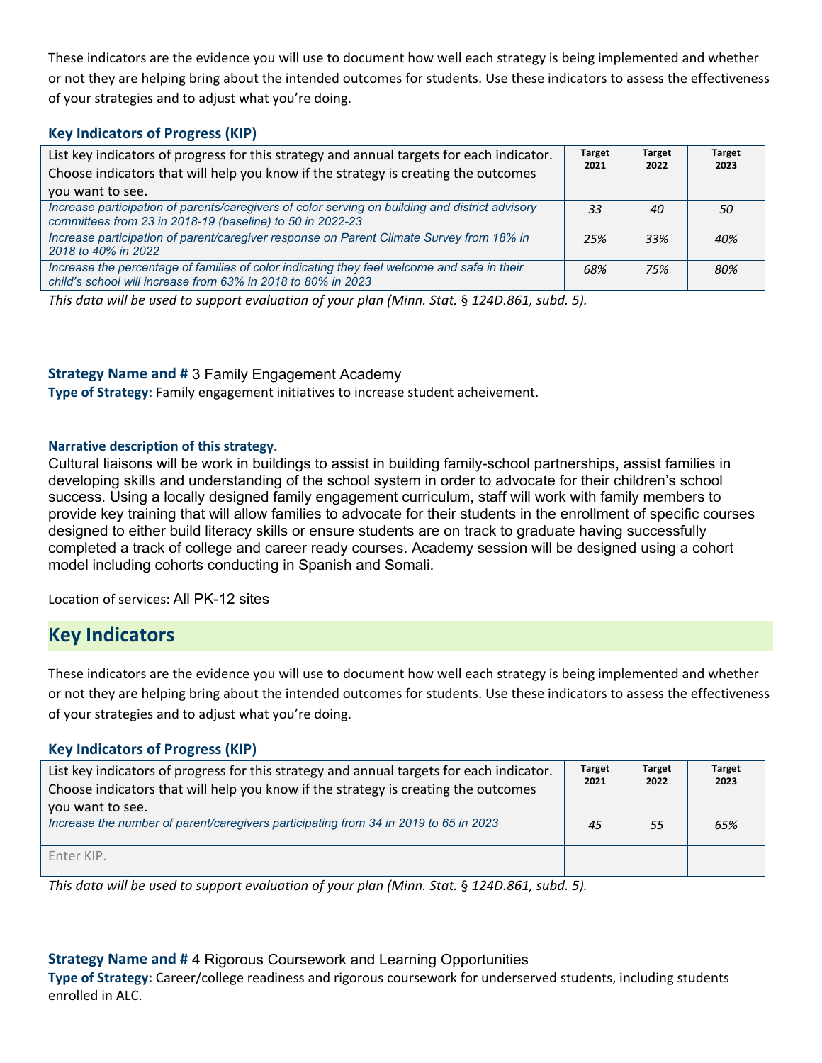These indicators are the evidence you will use to document how well each strategy is being implemented and whether or not they are helping bring about the intended outcomes for students. Use these indicators to assess the effectiveness of your strategies and to adjust what you're doing.

### Key Indicators of Progress (KIP)

| List key indicators of progress for this strategy and annual targets for each indicator. Choose indicators that will help you know if the strategy is creating the outcomes you want to see. | Target 2021 | Target 2022 | Target 2023 |
|---|---|---|---|
| *Increase participation of parents/caregivers of color serving on building and district advisory committees from 23 in 2018-19 (baseline) to 50 in 2022-23* | *33* | *40* | *50* |
| *Increase participation of parent/caregiver response on Parent Climate Survey from 18% in 2018 to 40% in 2022* | *25%* | *33%* | *40%* |
| *Increase the percentage of families of color indicating they feel welcome and safe in their child's school will increase from 63% in 2018 to 80% in 2023* | *68%* | *75%* | *80%* |

*This data will be used to support evaluation of your plan (Minn. Stat. § 124D.861, subd. 5).*

**Strategy Name and #** 3 Family Engagement Academy
**Type of Strategy:** Family engagement initiatives to increase student acheivement.

**Narrative description of this strategy.**
Cultural liaisons will be work in buildings to assist in building family-school partnerships, assist families in developing skills and understanding of the school system in order to advocate for their children's school success. Using a locally designed family engagement curriculum, staff will work with family members to provide key training that will allow families to advocate for their students in the enrollment of specific courses designed to either build literacy skills or ensure students are on track to graduate having successfully completed a track of college and career ready courses. Academy session will be designed using a cohort model including cohorts conducting in Spanish and Somali.

Location of services: All PK-12 sites

## Key Indicators

These indicators are the evidence you will use to document how well each strategy is being implemented and whether or not they are helping bring about the intended outcomes for students. Use these indicators to assess the effectiveness of your strategies and to adjust what you're doing.

### Key Indicators of Progress (KIP)

| List key indicators of progress for this strategy and annual targets for each indicator. Choose indicators that will help you know if the strategy is creating the outcomes you want to see. | Target 2021 | Target 2022 | Target 2023 |
|---|---|---|---|
| *Increase the number of parent/caregivers participating from 34 in 2019 to 65 in 2023* | *45* | *55* | *65%* |
| Enter KIP. | | | |

*This data will be used to support evaluation of your plan (Minn. Stat. § 124D.861, subd. 5).*

**Strategy Name and #** 4 Rigorous Coursework and Learning Opportunities
**Type of Strategy:** Career/college readiness and rigorous coursework for underserved students, including students enrolled in ALC.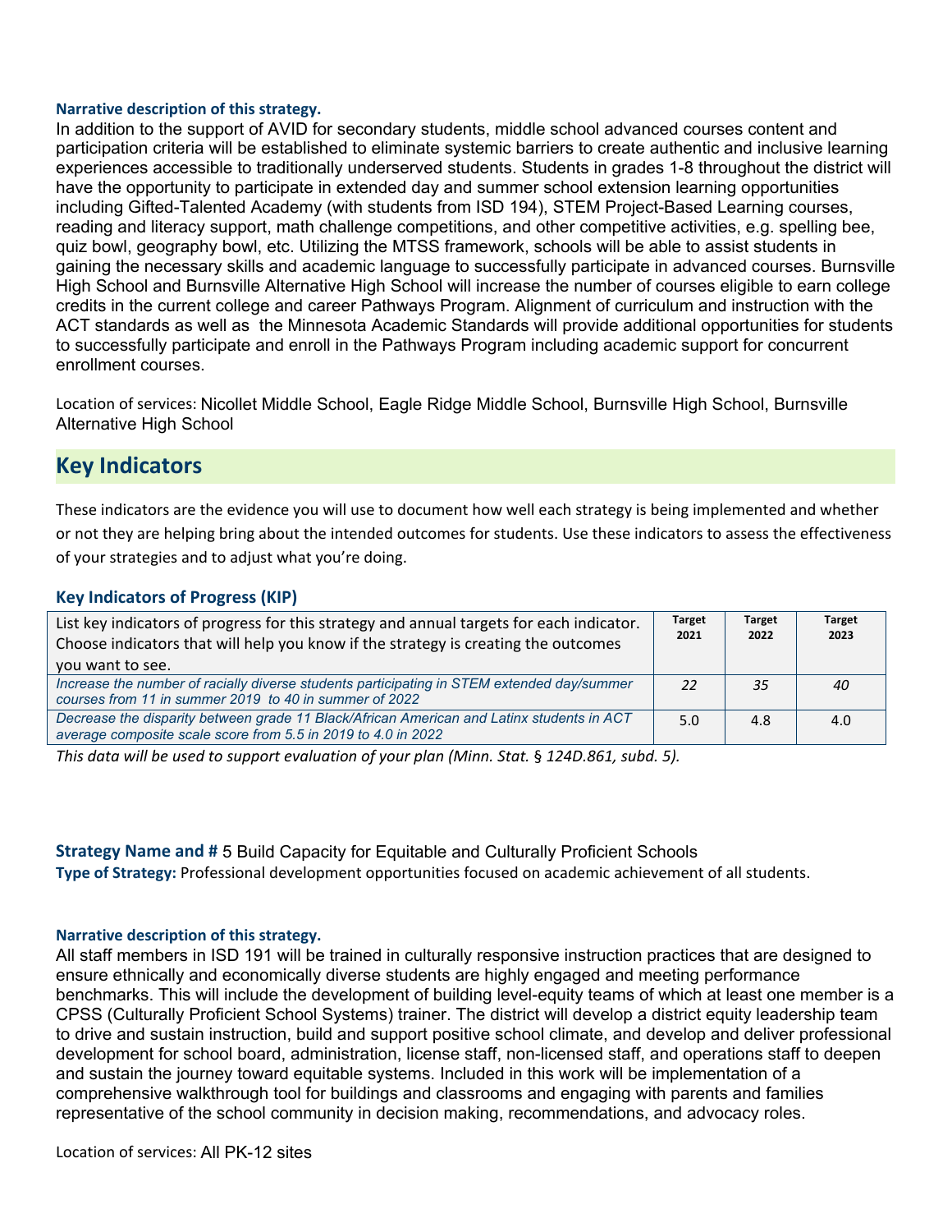**Narrative description of this strategy.**

In addition to the support of AVID for secondary students, middle school advanced courses content and participation criteria will be established to eliminate systemic barriers to create authentic and inclusive learning experiences accessible to traditionally underserved students. Students in grades 1-8 throughout the district will have the opportunity to participate in extended day and summer school extension learning opportunities including Gifted-Talented Academy (with students from ISD 194), STEM Project-Based Learning courses, reading and literacy support, math challenge competitions, and other competitive activities, e.g. spelling bee, quiz bowl, geography bowl, etc. Utilizing the MTSS framework, schools will be able to assist students in gaining the necessary skills and academic language to successfully participate in advanced courses. Burnsville High School and Burnsville Alternative High School will increase the number of courses eligible to earn college credits in the current college and career Pathways Program. Alignment of curriculum and instruction with the ACT standards as well as the Minnesota Academic Standards will provide additional opportunities for students to successfully participate and enroll in the Pathways Program including academic support for concurrent enrollment courses.

Location of services: Nicollet Middle School, Eagle Ridge Middle School, Burnsville High School, Burnsville Alternative High School

## Key Indicators

These indicators are the evidence you will use to document how well each strategy is being implemented and whether or not they are helping bring about the intended outcomes for students. Use these indicators to assess the effectiveness of your strategies and to adjust what you're doing.

### Key Indicators of Progress (KIP)

| List key indicators of progress for this strategy and annual targets for each indicator. Choose indicators that will help you know if the strategy is creating the outcomes you want to see. | Target 2021 | Target 2022 | Target 2023 |
|---|---|---|---|
| *Increase the number of racially diverse students participating in STEM extended day/summer courses from 11 in summer 2019 to 40 in summer of 2022* | *22* | *35* | *40* |
| *Decrease the disparity between grade 11 Black/African American and Latinx students in ACT average composite scale score from 5.5 in 2019 to 4.0 in 2022* | 5.0 | 4.8 | 4.0 |

*This data will be used to support evaluation of your plan (Minn. Stat. § 124D.861, subd. 5).*

**Strategy Name and #** 5 Build Capacity for Equitable and Culturally Proficient Schools

**Type of Strategy:** Professional development opportunities focused on academic achievement of all students.

**Narrative description of this strategy.**

All staff members in ISD 191 will be trained in culturally responsive instruction practices that are designed to ensure ethnically and economically diverse students are highly engaged and meeting performance benchmarks. This will include the development of building level-equity teams of which at least one member is a CPSS (Culturally Proficient School Systems) trainer. The district will develop a district equity leadership team to drive and sustain instruction, build and support positive school climate, and develop and deliver professional development for school board, administration, license staff, non-licensed staff, and operations staff to deepen and sustain the journey toward equitable systems. Included in this work will be implementation of a comprehensive walkthrough tool for buildings and classrooms and engaging with parents and families representative of the school community in decision making, recommendations, and advocacy roles.

Location of services: All PK-12 sites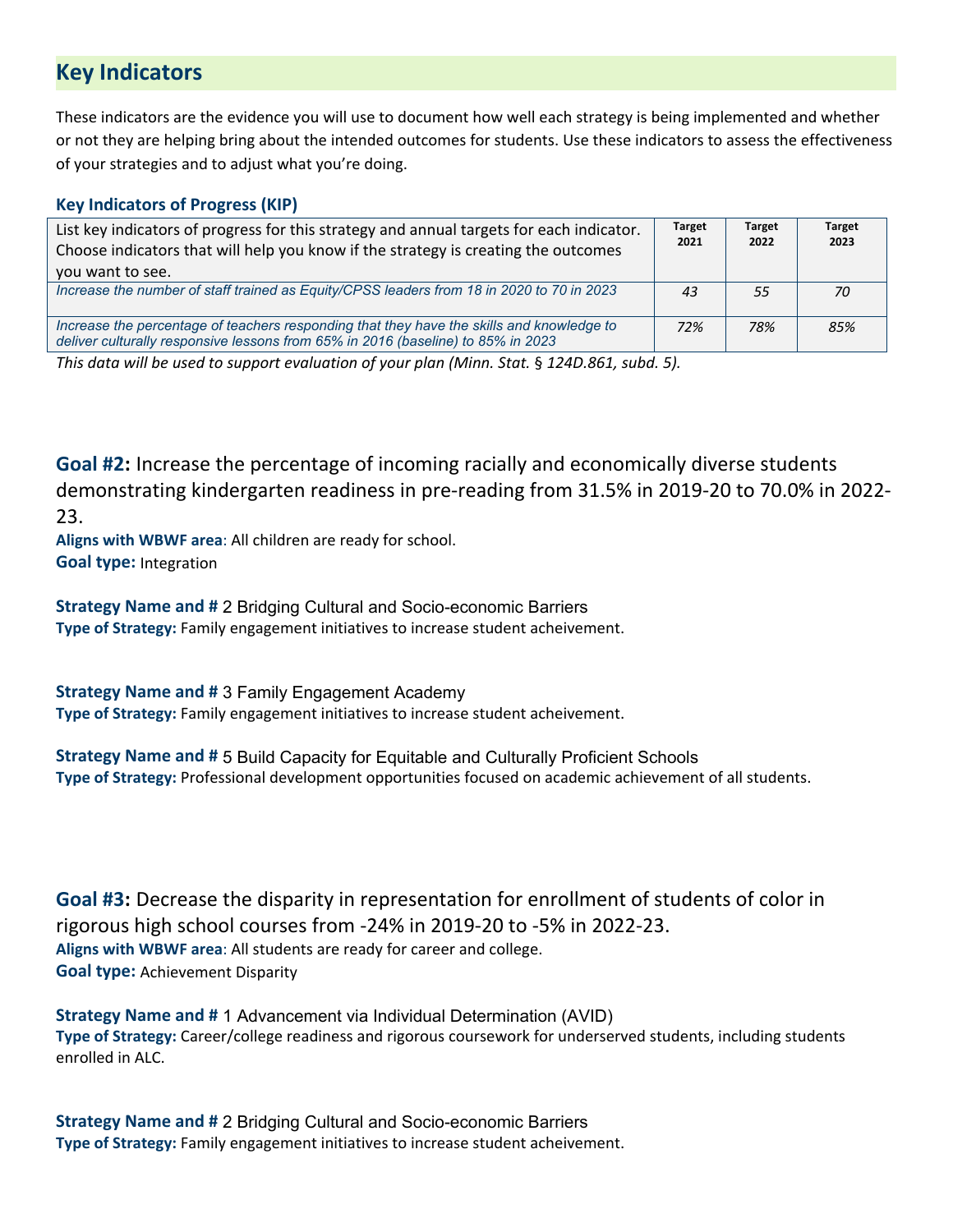## Key Indicators

These indicators are the evidence you will use to document how well each strategy is being implemented and whether or not they are helping bring about the intended outcomes for students. Use these indicators to assess the effectiveness of your strategies and to adjust what you're doing.

### Key Indicators of Progress (KIP)

| List key indicators of progress for this strategy and annual targets for each indicator. Choose indicators that will help you know if the strategy is creating the outcomes you want to see. | Target 2021 | Target 2022 | Target 2023 |
|---|---|---|---|
| *Increase the number of staff trained as Equity/CPSS leaders from 18 in 2020 to 70 in 2023* | *43* | *55* | *70* |
| *Increase the percentage of teachers responding that they have the skills and knowledge to deliver culturally responsive lessons from 65% in 2016 (baseline) to 85% in 2023* | *72%* | *78%* | *85%* |

*This data will be used to support evaluation of your plan (Minn. Stat. § 124D.861, subd. 5).*

**Goal #2:** Increase the percentage of incoming racially and economically diverse students demonstrating kindergarten readiness in pre-reading from 31.5% in 2019-20 to 70.0% in 2022-23.

**Aligns with WBWF area**: All children are ready for school.

**Goal type:** Integration

**Strategy Name and #** 2 Bridging Cultural and Socio-economic Barriers

**Type of Strategy:** Family engagement initiatives to increase student acheivement.

**Strategy Name and #** 3 Family Engagement Academy

**Type of Strategy:** Family engagement initiatives to increase student acheivement.

**Strategy Name and #** 5 Build Capacity for Equitable and Culturally Proficient Schools

**Type of Strategy:** Professional development opportunities focused on academic achievement of all students.

**Goal #3:** Decrease the disparity in representation for enrollment of students of color in rigorous high school courses from -24% in 2019-20 to -5% in 2022-23.

**Aligns with WBWF area**: All students are ready for career and college.

**Goal type:** Achievement Disparity

**Strategy Name and #** 1 Advancement via Individual Determination (AVID)

**Type of Strategy:** Career/college readiness and rigorous coursework for underserved students, including students enrolled in ALC.

**Strategy Name and #** 2 Bridging Cultural and Socio-economic Barriers

**Type of Strategy:** Family engagement initiatives to increase student acheivement.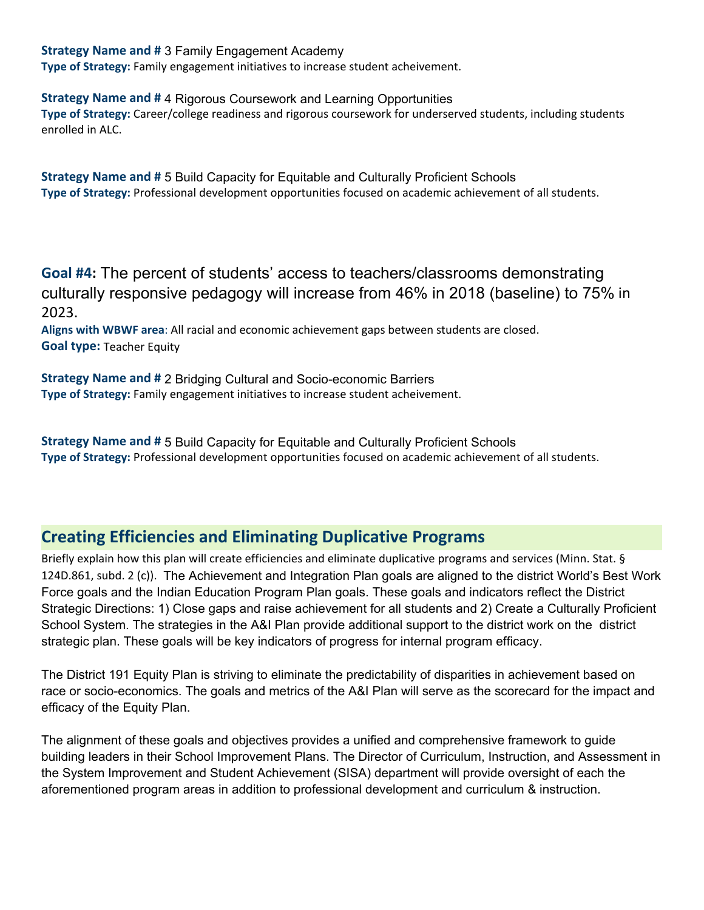**Strategy Name and #** 3 Family Engagement Academy
**Type of Strategy:** Family engagement initiatives to increase student acheivement.

**Strategy Name and #** 4 Rigorous Coursework and Learning Opportunities
**Type of Strategy:** Career/college readiness and rigorous coursework for underserved students, including students enrolled in ALC.

**Strategy Name and #** 5 Build Capacity for Equitable and Culturally Proficient Schools
**Type of Strategy:** Professional development opportunities focused on academic achievement of all students.

## Goal #4: The percent of students' access to teachers/classrooms demonstrating culturally responsive pedagogy will increase from 46% in 2018 (baseline) to 75% in 2023.

**Aligns with WBWF area**: All racial and economic achievement gaps between students are closed.
**Goal type:** Teacher Equity

**Strategy Name and #** 2 Bridging Cultural and Socio-economic Barriers
**Type of Strategy:** Family engagement initiatives to increase student acheivement.

**Strategy Name and #** 5 Build Capacity for Equitable and Culturally Proficient Schools
**Type of Strategy:** Professional development opportunities focused on academic achievement of all students.

## Creating Efficiencies and Eliminating Duplicative Programs

Briefly explain how this plan will create efficiencies and eliminate duplicative programs and services (Minn. Stat. § 124D.861, subd. 2 (c)). The Achievement and Integration Plan goals are aligned to the district World's Best Work Force goals and the Indian Education Program Plan goals. These goals and indicators reflect the District Strategic Directions: 1) Close gaps and raise achievement for all students and 2) Create a Culturally Proficient School System. The strategies in the A&I Plan provide additional support to the district work on the district strategic plan. These goals will be key indicators of progress for internal program efficacy.

The District 191 Equity Plan is striving to eliminate the predictability of disparities in achievement based on race or socio-economics. The goals and metrics of the A&I Plan will serve as the scorecard for the impact and efficacy of the Equity Plan.

The alignment of these goals and objectives provides a unified and comprehensive framework to guide building leaders in their School Improvement Plans. The Director of Curriculum, Instruction, and Assessment in the System Improvement and Student Achievement (SISA) department will provide oversight of each the aforementioned program areas in addition to professional development and curriculum & instruction.